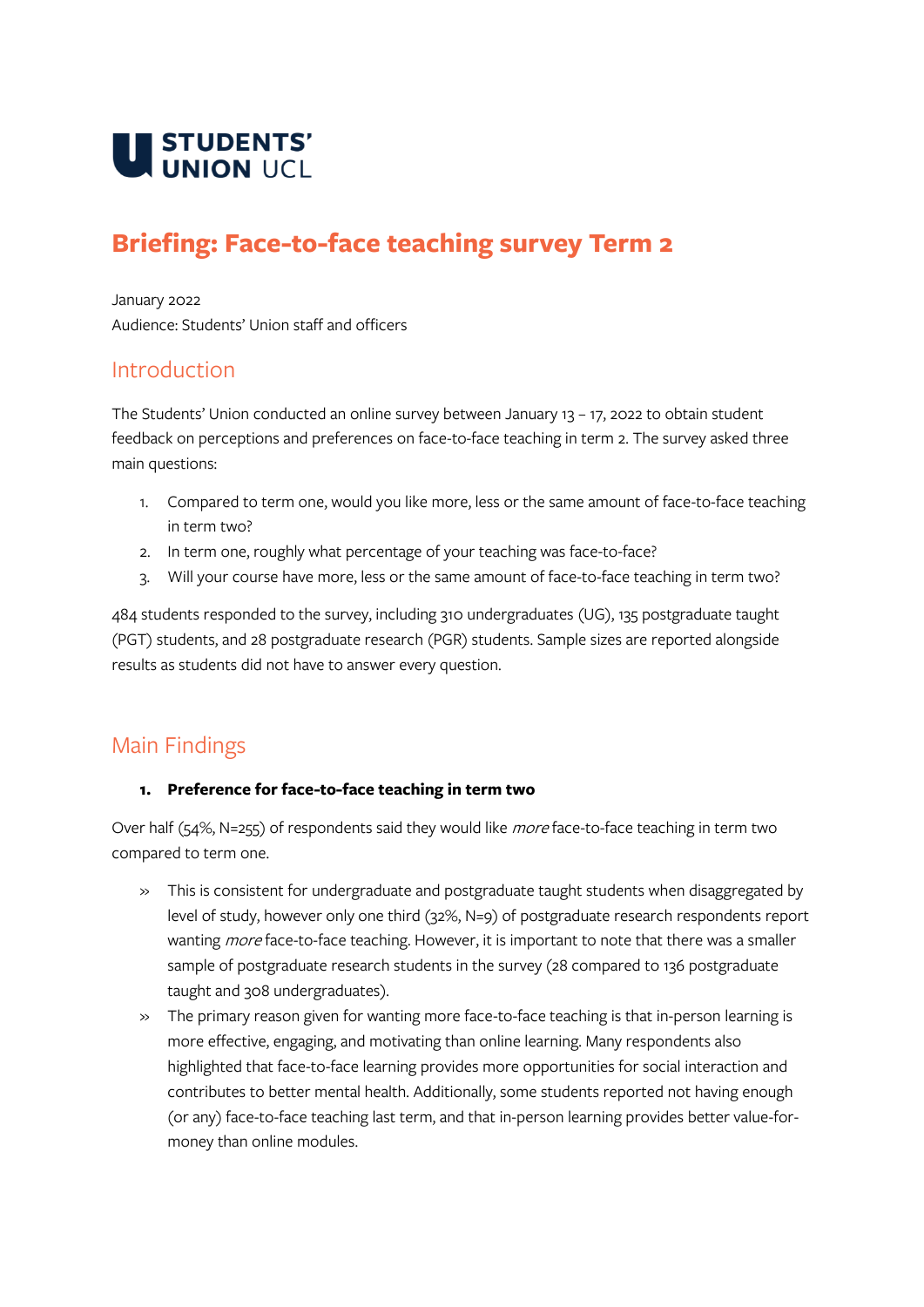STUDENTS' UNION UCL

# Briefing: Face-to-face teaching survey Term 2

January 2022
Audience: Students' Union staff and officers

## Introduction

The Students' Union conducted an online survey between January 13 – 17, 2022 to obtain student feedback on perceptions and preferences on face-to-face teaching in term 2. The survey asked three main questions:

1. Compared to term one, would you like more, less or the same amount of face-to-face teaching in term two?
2. In term one, roughly what percentage of your teaching was face-to-face?
3. Will your course have more, less or the same amount of face-to-face teaching in term two?

484 students responded to the survey, including 310 undergraduates (UG), 135 postgraduate taught (PGT) students, and 28 postgraduate research (PGR) students. Sample sizes are reported alongside results as students did not have to answer every question.

## Main Findings

### 1. Preference for face-to-face teaching in term two

Over half (54%, N=255) of respondents said they would like *more* face-to-face teaching in term two compared to term one.

- This is consistent for undergraduate and postgraduate taught students when disaggregated by level of study, however only one third (32%, N=9) of postgraduate research respondents report wanting *more* face-to-face teaching. However, it is important to note that there was a smaller sample of postgraduate research students in the survey (28 compared to 136 postgraduate taught and 308 undergraduates).
- The primary reason given for wanting more face-to-face teaching is that in-person learning is more effective, engaging, and motivating than online learning. Many respondents also highlighted that face-to-face learning provides more opportunities for social interaction and contributes to better mental health. Additionally, some students reported not having enough (or any) face-to-face teaching last term, and that in-person learning provides better value-for-money than online modules.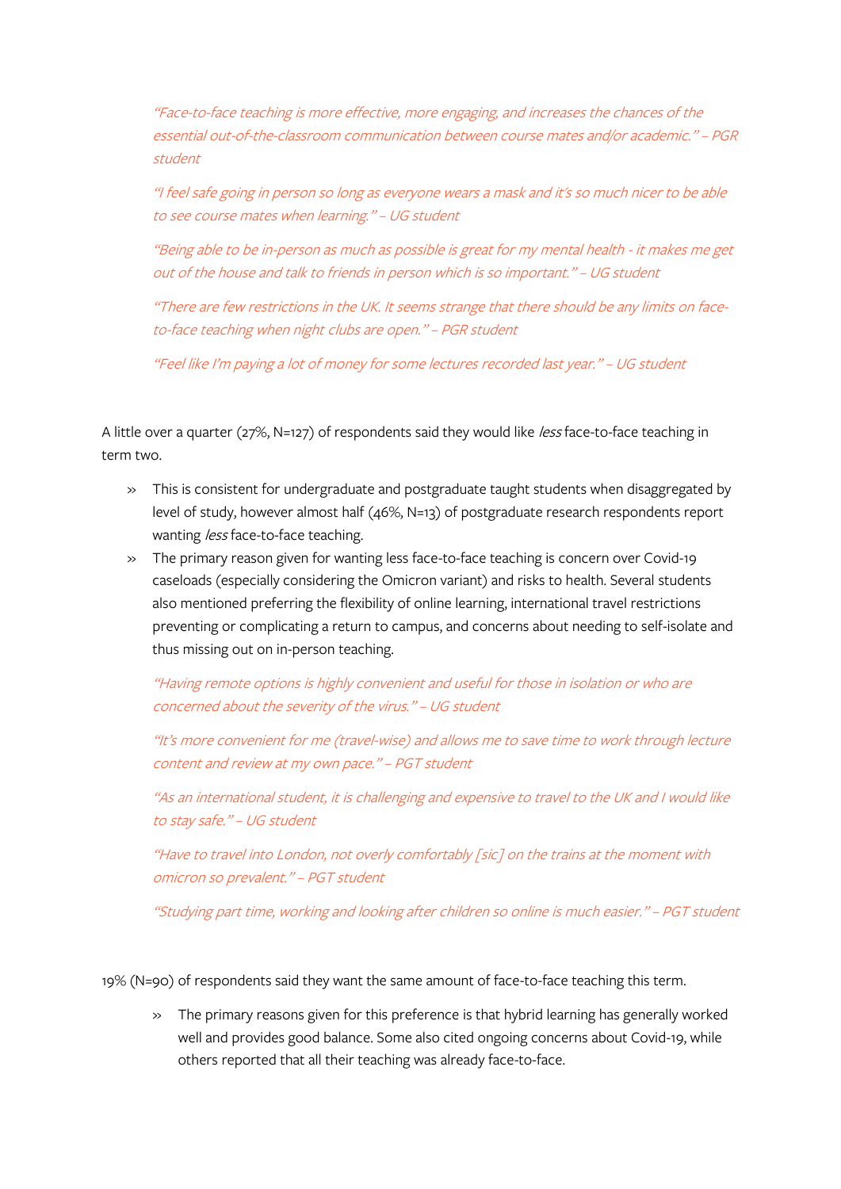*"Face-to-face teaching is more effective, more engaging, and increases the chances of the essential out-of-the-classroom communication between course mates and/or academic." – PGR student*

*"I feel safe going in person so long as everyone wears a mask and it's so much nicer to be able to see course mates when learning." – UG student*

*"Being able to be in-person as much as possible is great for my mental health - it makes me get out of the house and talk to friends in person which is so important." – UG student*

*"There are few restrictions in the UK. It seems strange that there should be any limits on face-to-face teaching when night clubs are open." – PGR student*

*"Feel like I'm paying a lot of money for some lectures recorded last year." – UG student*

A little over a quarter (27%, N=127) of respondents said they would like *less* face-to-face teaching in term two.

- This is consistent for undergraduate and postgraduate taught students when disaggregated by level of study, however almost half (46%, N=13) of postgraduate research respondents report wanting *less* face-to-face teaching.
- The primary reason given for wanting less face-to-face teaching is concern over Covid-19 caseloads (especially considering the Omicron variant) and risks to health. Several students also mentioned preferring the flexibility of online learning, international travel restrictions preventing or complicating a return to campus, and concerns about needing to self-isolate and thus missing out on in-person teaching.

*"Having remote options is highly convenient and useful for those in isolation or who are concerned about the severity of the virus." – UG student*

*"It's more convenient for me (travel-wise) and allows me to save time to work through lecture content and review at my own pace." – PGT student*

*"As an international student, it is challenging and expensive to travel to the UK and I would like to stay safe." – UG student*

*"Have to travel into London, not overly comfortably [sic] on the trains at the moment with omicron so prevalent." – PGT student*

*"Studying part time, working and looking after children so online is much easier." – PGT student*

19% (N=90) of respondents said they want the same amount of face-to-face teaching this term.

- The primary reasons given for this preference is that hybrid learning has generally worked well and provides good balance. Some also cited ongoing concerns about Covid-19, while others reported that all their teaching was already face-to-face.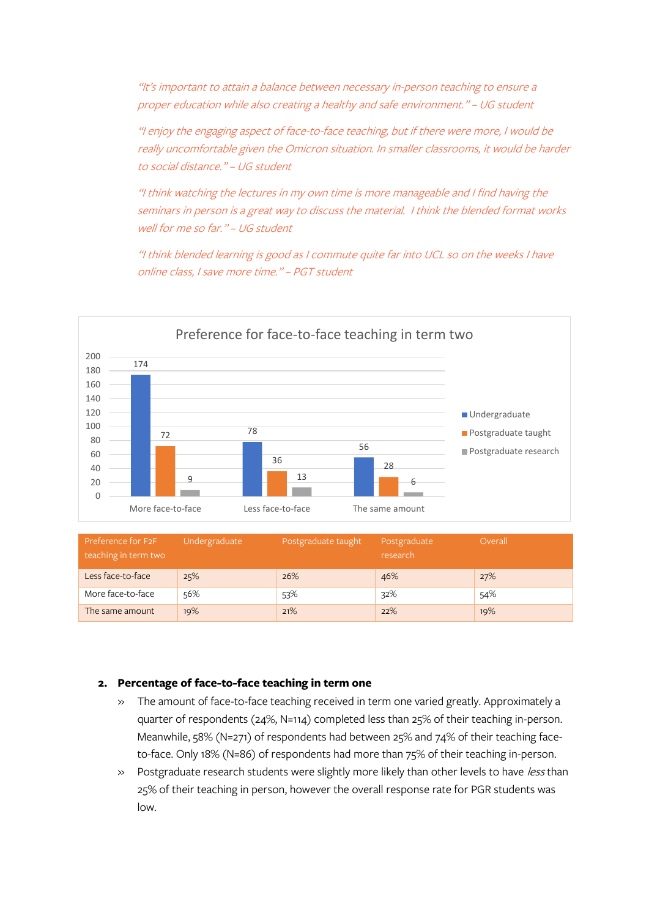*"It's important to attain a balance between necessary in-person teaching to ensure a proper education while also creating a healthy and safe environment." – UG student*

*"I enjoy the engaging aspect of face-to-face teaching, but if there were more, I would be really uncomfortable given the Omicron situation. In smaller classrooms, it would be harder to social distance." – UG student*

*"I think watching the lectures in my own time is more manageable and I find having the seminars in person is a great way to discuss the material. I think the blended format works well for me so far." – UG student*

*"I think blended learning is good as I commute quite far into UCL so on the weeks I have online class, I save more time." – PGT student*

Preference for face-to-face teaching in term two

| | Undergraduate | Postgraduate taught | Postgraduate research |
|---|---|---|---|
| More face-to-face | 174 | 72 | 9 |
| Less face-to-face | 78 | 36 | 13 |
| The same amount | 56 | 28 | 6 |

| Preference for F2F teaching in term two | Undergraduate | Postgraduate taught | Postgraduate research | Overall |
|---|---|---|---|---|
| Less face-to-face | 25% | 26% | 46% | 27% |
| More face-to-face | 56% | 53% | 32% | 54% |
| The same amount | 19% | 21% | 22% | 19% |

## 2. Percentage of face-to-face teaching in term one

- The amount of face-to-face teaching received in term one varied greatly. Approximately a quarter of respondents (24%, N=114) completed less than 25% of their teaching in-person. Meanwhile, 58% (N=271) of respondents had between 25% and 74% of their teaching face-to-face. Only 18% (N=86) of respondents had more than 75% of their teaching in-person.
- Postgraduate research students were slightly more likely than other levels to have *less* than 25% of their teaching in person, however the overall response rate for PGR students was low.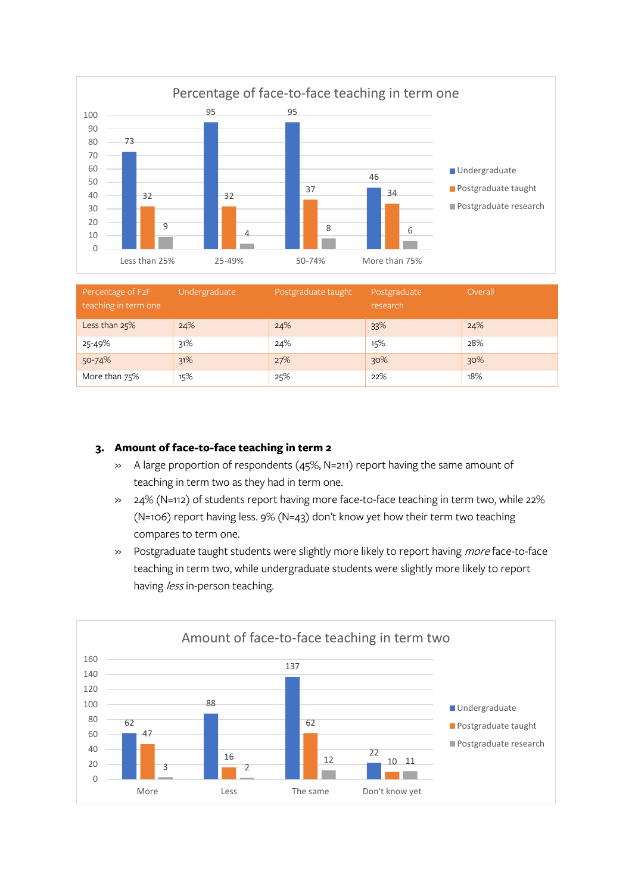Percentage of face-to-face teaching in term one

| | Less than 25% | 25-49% | 50-74% | More than 75% |
|---|---|---|---|---|
| Undergraduate | 73 | 95 | 95 | 46 |
| Postgraduate taught | 32 | 32 | 37 | 34 |
| Postgraduate research | 9 | 4 | 8 | 6 |

| Percentage of F2F teaching in term one | Undergraduate | Postgraduate taught | Postgraduate research | Overall |
|---|---|---|---|---|
| Less than 25% | 24% | 24% | 33% | 24% |
| 25-49% | 31% | 24% | 15% | 28% |
| 50-74% | 31% | 27% | 30% | 30% |
| More than 75% | 15% | 25% | 22% | 18% |

### 3. Amount of face-to-face teaching in term 2

- A large proportion of respondents (45%, N=211) report having the same amount of teaching in term two as they had in term one.
- 24% (N=112) of students report having more face-to-face teaching in term two, while 22% (N=106) report having less. 9% (N=43) don't know yet how their term two teaching compares to term one.
- Postgraduate taught students were slightly more likely to report having *more* face-to-face teaching in term two, while undergraduate students were slightly more likely to report having *less* in-person teaching.

Amount of face-to-face teaching in term two

| | More | Less | The same | Don't know yet |
|---|---|---|---|---|
| Undergraduate | 62 | 88 | 137 | 22 |
| Postgraduate taught | 47 | 16 | 62 | 10 |
| Postgraduate research | 3 | 2 | 12 | 11 |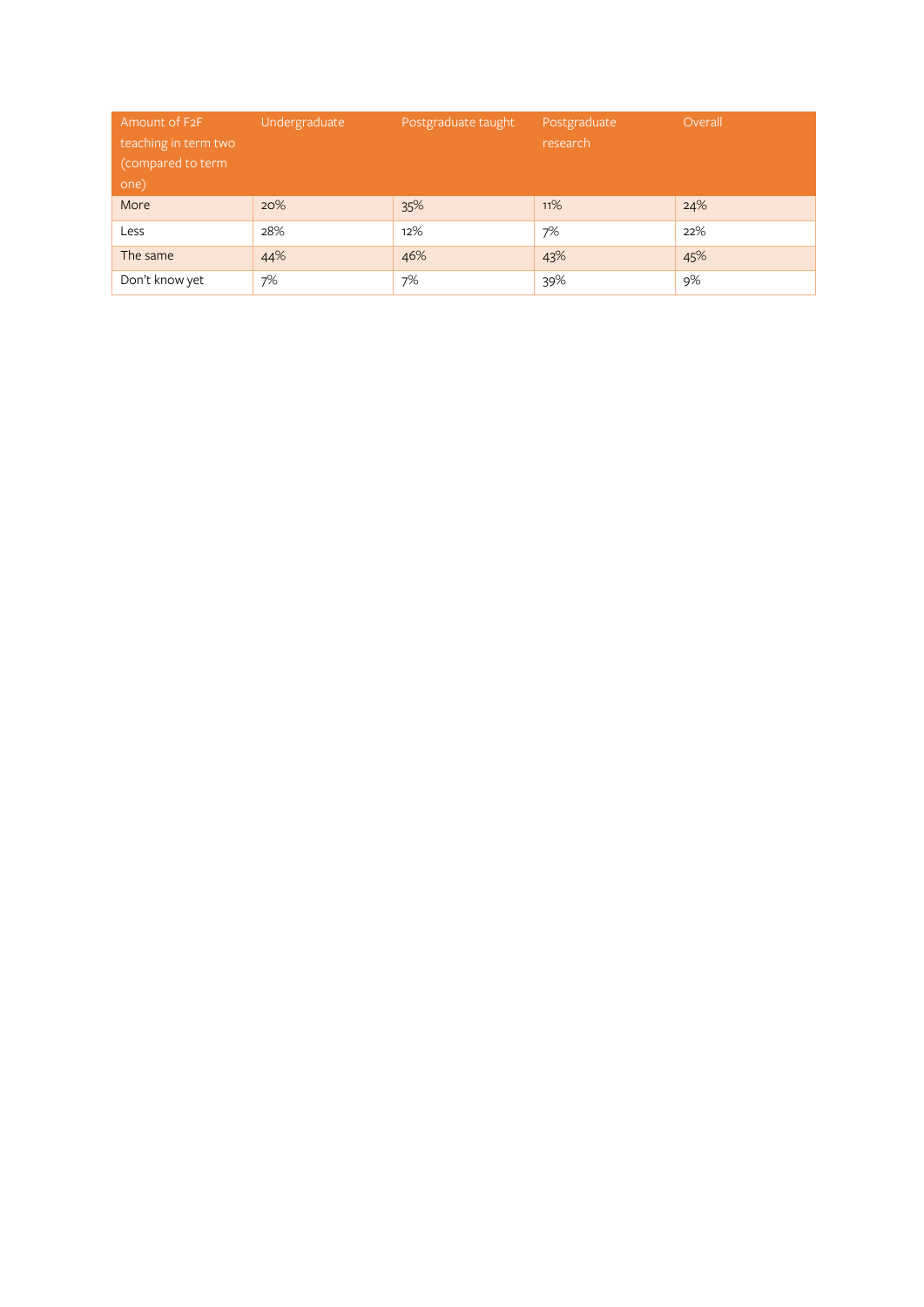| Amount of F2F teaching in term two (compared to term one) | Undergraduate | Postgraduate taught | Postgraduate research | Overall |
|---|---|---|---|---|
| More | 20% | 35% | 11% | 24% |
| Less | 28% | 12% | 7% | 22% |
| The same | 44% | 46% | 43% | 45% |
| Don’t know yet | 7% | 7% | 39% | 9% |